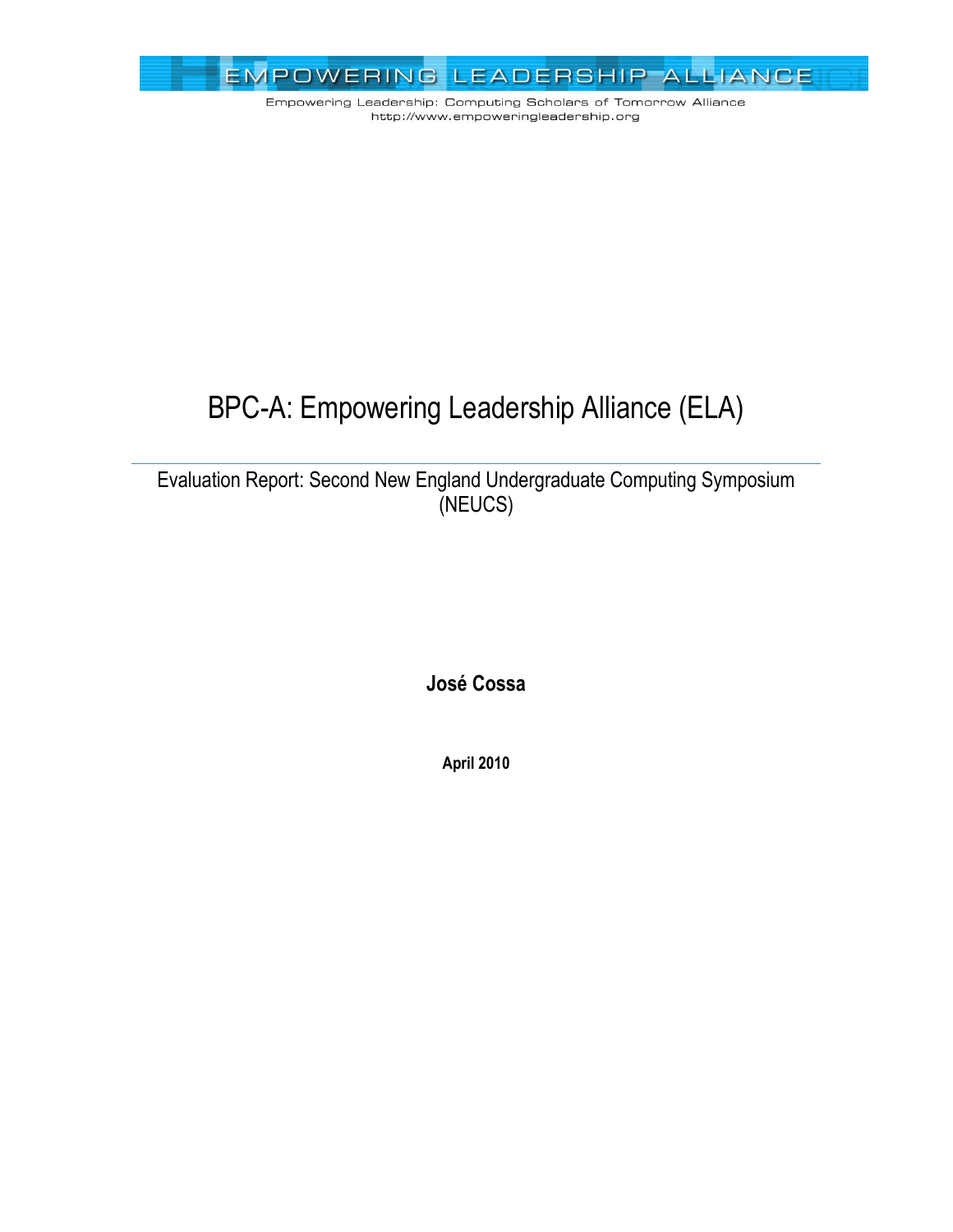EMPOWERING LEADERSHIP ALLIANCE

Empowering Leadership: Computing Scholars of Tomorrow Alliance
http://www.empoweringleadership.org

# BPC-A: Empowering Leadership Alliance (ELA)

## Evaluation Report: Second New England Undergraduate Computing Symposium (NEUCS)

**José Cossa**

**April 2010**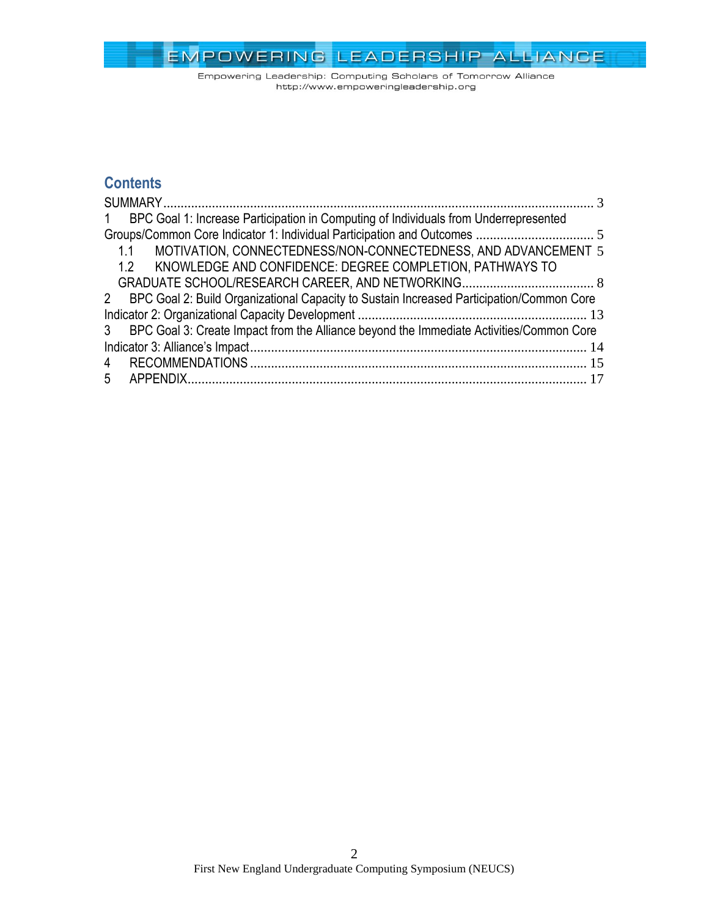## Contents

SUMMARY ........................................................................................................................ 3

1 BPC Goal 1: Increase Participation in Computing of Individuals from Underrepresented Groups/Common Core Indicator 1: Individual Participation and Outcomes .................................. 5

  1.1 MOTIVATION, CONNECTEDNESS/NON-CONNECTEDNESS, AND ADVANCEMENT 5

  1.2 KNOWLEDGE AND CONFIDENCE: DEGREE COMPLETION, PATHWAYS TO GRADUATE SCHOOL/RESEARCH CAREER, AND NETWORKING...................................... 8

2 BPC Goal 2: Build Organizational Capacity to Sustain Increased Participation/Common Core Indicator 2: Organizational Capacity Development ................................................................. 13

3 BPC Goal 3: Create Impact from the Alliance beyond the Immediate Activities/Common Core Indicator 3: Alliance's Impact................................................................................................ 14

4 RECOMMENDATIONS ................................................................................................ 15

5 APPENDIX.................................................................................................................. 17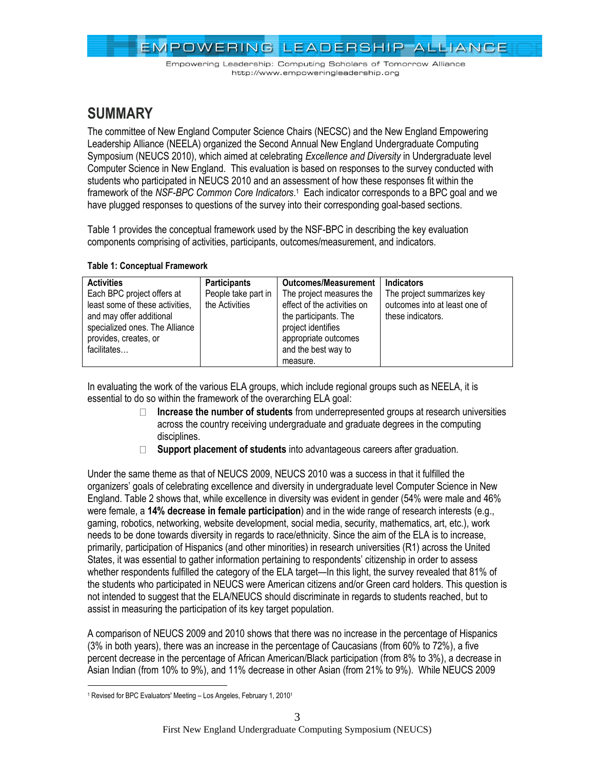# SUMMARY

The committee of New England Computer Science Chairs (NECSC) and the New England Empowering Leadership Alliance (NEELA) organized the Second Annual New England Undergraduate Computing Symposium (NEUCS 2010), which aimed at celebrating *Excellence and Diversity* in Undergraduate level Computer Science in New England. This evaluation is based on responses to the survey conducted with students who participated in NEUCS 2010 and an assessment of how these responses fit within the framework of the *NSF-BPC Common Core Indicators*.[1] Each indicator corresponds to a BPC goal and we have plugged responses to questions of the survey into their corresponding goal-based sections.

Table 1 provides the conceptual framework used by the NSF-BPC in describing the key evaluation components comprising of activities, participants, outcomes/measurement, and indicators.

**Table 1: Conceptual Framework**

| Activities | Participants | Outcomes/Measurement | Indicators |
|---|---|---|---|
| Each BPC project offers at least some of these activities, and may offer additional specialized ones. The Alliance provides, creates, or facilitates… | People take part in the Activities | The project measures the effect of the activities on the participants. The project identifies appropriate outcomes and the best way to measure. | The project summarizes key outcomes into at least one of these indicators. |

In evaluating the work of the various ELA groups, which include regional groups such as NEELA, it is essential to do so within the framework of the overarching ELA goal:

- **Increase the number of students** from underrepresented groups at research universities across the country receiving undergraduate and graduate degrees in the computing disciplines.
- **Support placement of students** into advantageous careers after graduation.

Under the same theme as that of NEUCS 2009, NEUCS 2010 was a success in that it fulfilled the organizers' goals of celebrating excellence and diversity in undergraduate level Computer Science in New England. Table 2 shows that, while excellence in diversity was evident in gender (54% were male and 46% were female, a **14% decrease in female participation**) and in the wide range of research interests (e.g., gaming, robotics, networking, website development, social media, security, mathematics, art, etc.), work needs to be done towards diversity in regards to race/ethnicity. Since the aim of the ELA is to increase, primarily, participation of Hispanics (and other minorities) in research universities (R1) across the United States, it was essential to gather information pertaining to respondents' citizenship in order to assess whether respondents fulfilled the category of the ELA target—In this light, the survey revealed that 81% of the students who participated in NEUCS were American citizens and/or Green card holders. This question is not intended to suggest that the ELA/NEUCS should discriminate in regards to students reached, but to assist in measuring the participation of its key target population.

A comparison of NEUCS 2009 and 2010 shows that there was no increase in the percentage of Hispanics (3% in both years), there was an increase in the percentage of Caucasians (from 60% to 72%), a five percent decrease in the percentage of African American/Black participation (from 8% to 3%), a decrease in Asian Indian (from 10% to 9%), and 11% decrease in other Asian (from 21% to 9%). While NEUCS 2009

[1] Revised for BPC Evaluators' Meeting – Los Angeles, February 1, 2010[1]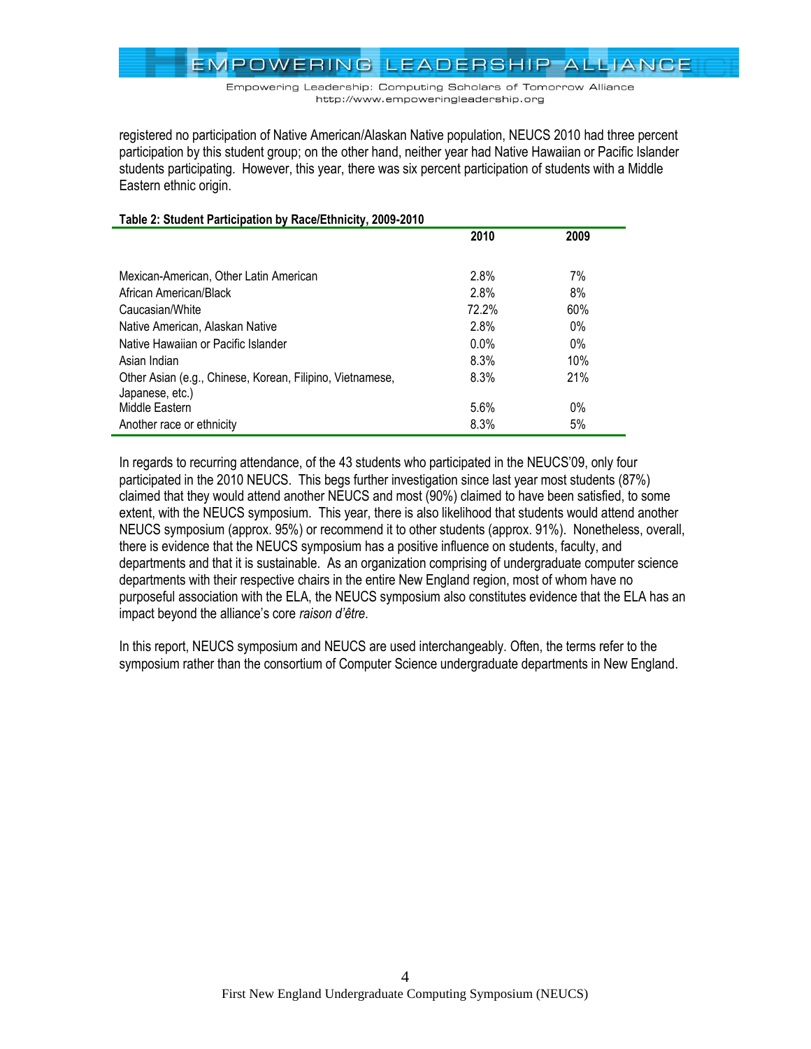registered no participation of Native American/Alaskan Native population, NEUCS 2010 had three percent participation by this student group; on the other hand, neither year had Native Hawaiian or Pacific Islander students participating. However, this year, there was six percent participation of students with a Middle Eastern ethnic origin.

**Table 2: Student Participation by Race/Ethnicity, 2009-2010**

| | 2010 | 2009 |
|---|---|---|
| Mexican-American, Other Latin American | 2.8% | 7% |
| African American/Black | 2.8% | 8% |
| Caucasian/White | 72.2% | 60% |
| Native American, Alaskan Native | 2.8% | 0% |
| Native Hawaiian or Pacific Islander | 0.0% | 0% |
| Asian Indian | 8.3% | 10% |
| Other Asian (e.g., Chinese, Korean, Filipino, Vietnamese, Japanese, etc.) | 8.3% | 21% |
| Middle Eastern | 5.6% | 0% |
| Another race or ethnicity | 8.3% | 5% |

In regards to recurring attendance, of the 43 students who participated in the NEUCS'09, only four participated in the 2010 NEUCS. This begs further investigation since last year most students (87%) claimed that they would attend another NEUCS and most (90%) claimed to have been satisfied, to some extent, with the NEUCS symposium. This year, there is also likelihood that students would attend another NEUCS symposium (approx. 95%) or recommend it to other students (approx. 91%). Nonetheless, overall, there is evidence that the NEUCS symposium has a positive influence on students, faculty, and departments and that it is sustainable. As an organization comprising of undergraduate computer science departments with their respective chairs in the entire New England region, most of whom have no purposeful association with the ELA, the NEUCS symposium also constitutes evidence that the ELA has an impact beyond the alliance's core *raison d'être*.

In this report, NEUCS symposium and NEUCS are used interchangeably. Often, the terms refer to the symposium rather than the consortium of Computer Science undergraduate departments in New England.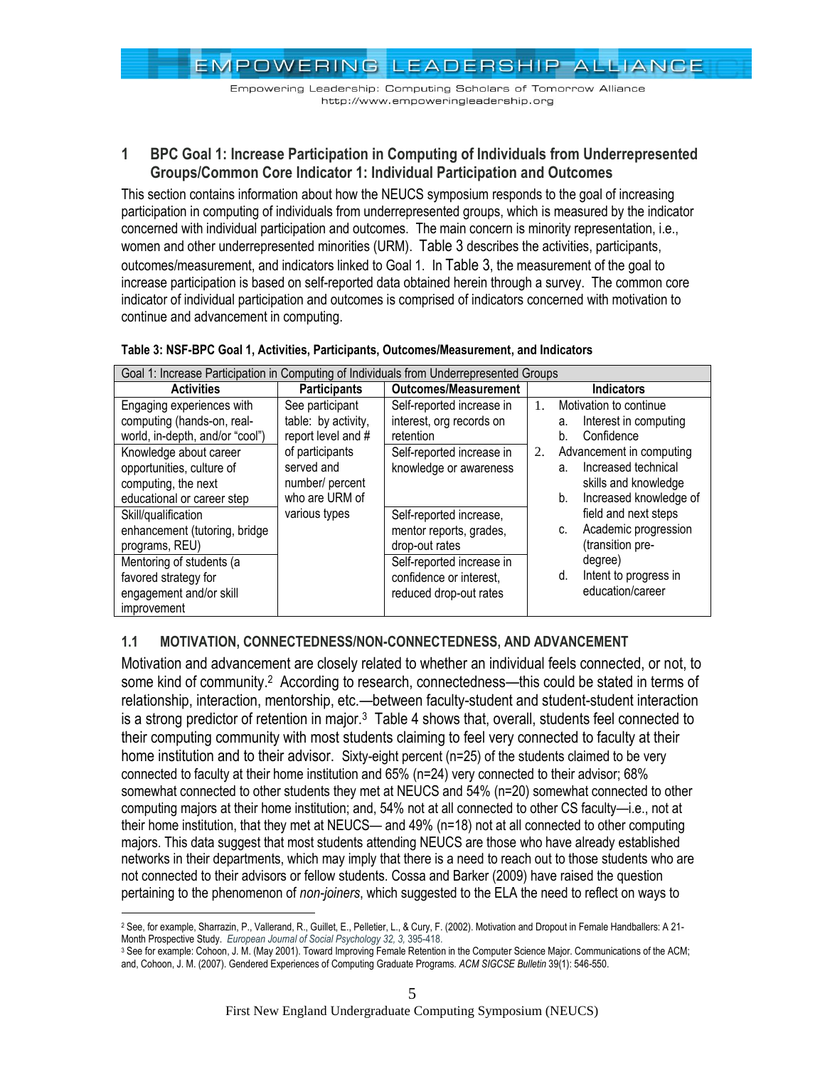## 1 BPC Goal 1: Increase Participation in Computing of Individuals from Underrepresented Groups/Common Core Indicator 1: Individual Participation and Outcomes

This section contains information about how the NEUCS symposium responds to the goal of increasing participation in computing of individuals from underrepresented groups, which is measured by the indicator concerned with individual participation and outcomes. The main concern is minority representation, i.e., women and other underrepresented minorities (URM). Table 3 describes the activities, participants, outcomes/measurement, and indicators linked to Goal 1. In Table 3, the measurement of the goal to increase participation is based on self-reported data obtained herein through a survey. The common core indicator of individual participation and outcomes is comprised of indicators concerned with motivation to continue and advancement in computing.

**Table 3: NSF-BPC Goal 1, Activities, Participants, Outcomes/Measurement, and Indicators**

| Goal 1: Increase Participation in Computing of Individuals from Underrepresented Groups | | | |
|---|---|---|---|
| **Activities** | **Participants** | **Outcomes/Measurement** | **Indicators** |
| Engaging experiences with computing (hands-on, real-world, in-depth, and/or "cool") | See participant table: by activity, report level and # of participants served and number/ percent who are URM of various types | Self-reported increase in interest, org records on retention | 1. Motivation to continue<br>a. Interest in computing<br>b. Confidence<br>2. Advancement in computing<br>a. Increased technical skills and knowledge<br>b. Increased knowledge of field and next steps<br>c. Academic progression (transition pre-degree)<br>d. Intent to progress in education/career |
| Knowledge about career opportunities, culture of computing, the next educational or career step | | Self-reported increase in knowledge or awareness | |
| Skill/qualification enhancement (tutoring, bridge programs, REU) | | Self-reported increase, mentor reports, grades, drop-out rates | |
| Mentoring of students (a favored strategy for engagement and/or skill improvement | | Self-reported increase in confidence or interest, reduced drop-out rates | |

### 1.1 MOTIVATION, CONNECTEDNESS/NON-CONNECTEDNESS, AND ADVANCEMENT

Motivation and advancement are closely related to whether an individual feels connected, or not, to some kind of community.[2] According to research, connectedness—this could be stated in terms of relationship, interaction, mentorship, etc.—between faculty-student and student-student interaction is a strong predictor of retention in major.[3] Table 4 shows that, overall, students feel connected to their computing community with most students claiming to feel very connected to faculty at their home institution and to their advisor. Sixty-eight percent (n=25) of the students claimed to be very connected to faculty at their home institution and 65% (n=24) very connected to their advisor; 68% somewhat connected to other students they met at NEUCS and 54% (n=20) somewhat connected to other computing majors at their home institution; and, 54% not at all connected to other CS faculty—i.e., not at their home institution, that they met at NEUCS— and 49% (n=18) not at all connected to other computing majors. This data suggest that most students attending NEUCS are those who have already established networks in their departments, which may imply that there is a need to reach out to those students who are not connected to their advisors or fellow students. Cossa and Barker (2009) have raised the question pertaining to the phenomenon of *non-joiners*, which suggested to the ELA the need to reflect on ways to

---

[2] See, for example, Sharrazin, P., Vallerand, R., Guillet, E., Pelletier, L., & Cury, F. (2002). Motivation and Dropout in Female Handballers: A 21-Month Prospective Study. *European Journal of Social Psychology 32, 3,* 395-418.

[3] See for example: Cohoon, J. M. (May 2001). Toward Improving Female Retention in the Computer Science Major. Communications of the ACM; and, Cohoon, J. M. (2007). Gendered Experiences of Computing Graduate Programs. *ACM SIGCSE Bulletin* 39(1): 546-550.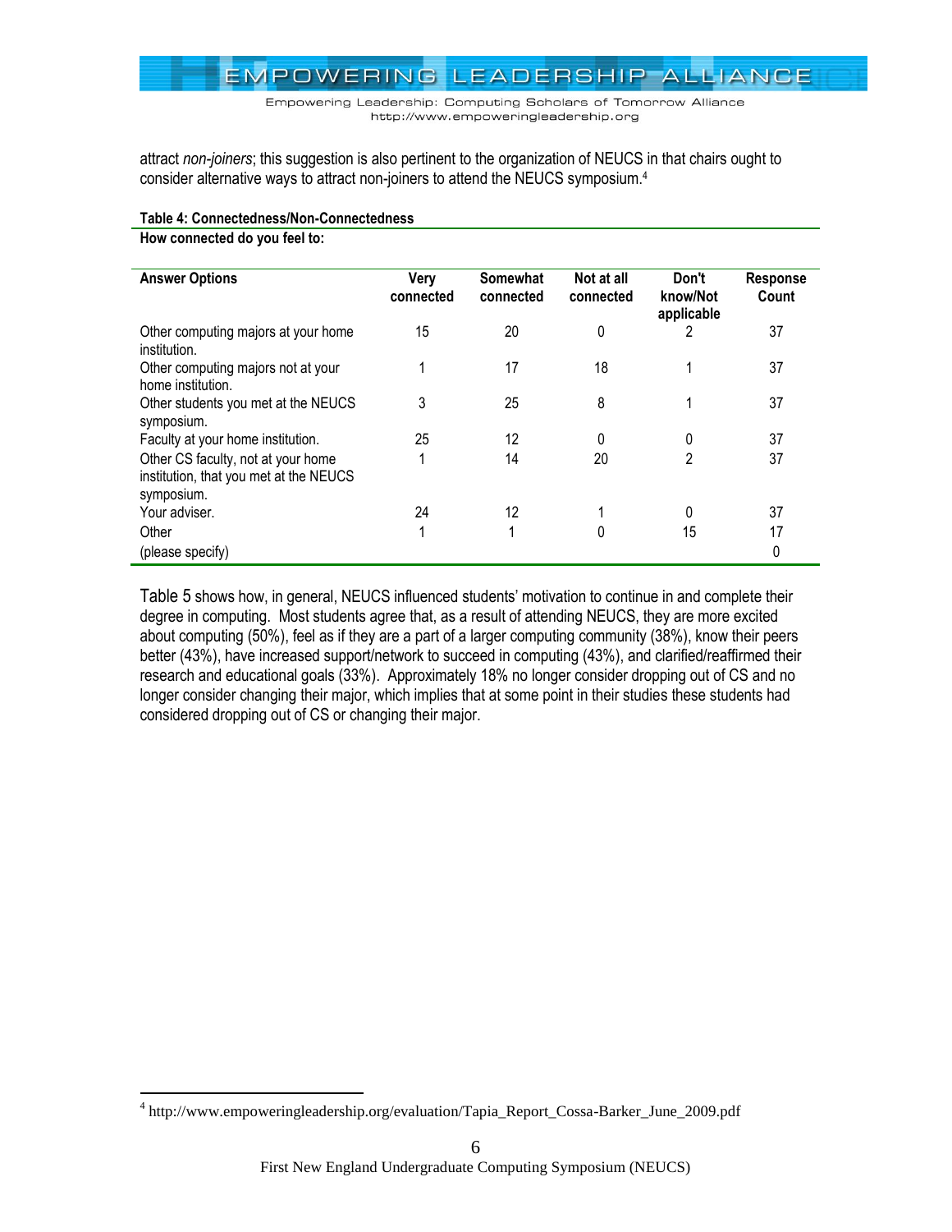attract *non-joiners*; this suggestion is also pertinent to the organization of NEUCS in that chairs ought to consider alternative ways to attract non-joiners to attend the NEUCS symposium.[4]

**Table 4: Connectedness/Non-Connectedness**

**How connected do you feel to:**

| Answer Options | Very connected | Somewhat connected | Not at all connected | Don't know/Not applicable | Response Count |
|---|---|---|---|---|---|
| Other computing majors at your home institution. | 15 | 20 | 0 | 2 | 37 |
| Other computing majors not at your home institution. | 1 | 17 | 18 | 1 | 37 |
| Other students you met at the NEUCS symposium. | 3 | 25 | 8 | 1 | 37 |
| Faculty at your home institution. | 25 | 12 | 0 | 0 | 37 |
| Other CS faculty, not at your home institution, that you met at the NEUCS symposium. | 1 | 14 | 20 | 2 | 37 |
| Your adviser. | 24 | 12 | 1 | 0 | 37 |
| Other | 1 | 1 | 0 | 15 | 17 |
| (please specify) | | | | | 0 |

Table 5 shows how, in general, NEUCS influenced students' motivation to continue in and complete their degree in computing. Most students agree that, as a result of attending NEUCS, they are more excited about computing (50%), feel as if they are a part of a larger computing community (38%), know their peers better (43%), have increased support/network to succeed in computing (43%), and clarified/reaffirmed their research and educational goals (33%). Approximately 18% no longer consider dropping out of CS and no longer consider changing their major, which implies that at some point in their studies these students had considered dropping out of CS or changing their major.

[4] http://www.empoweringleadership.org/evaluation/Tapia_Report_Cossa-Barker_June_2009.pdf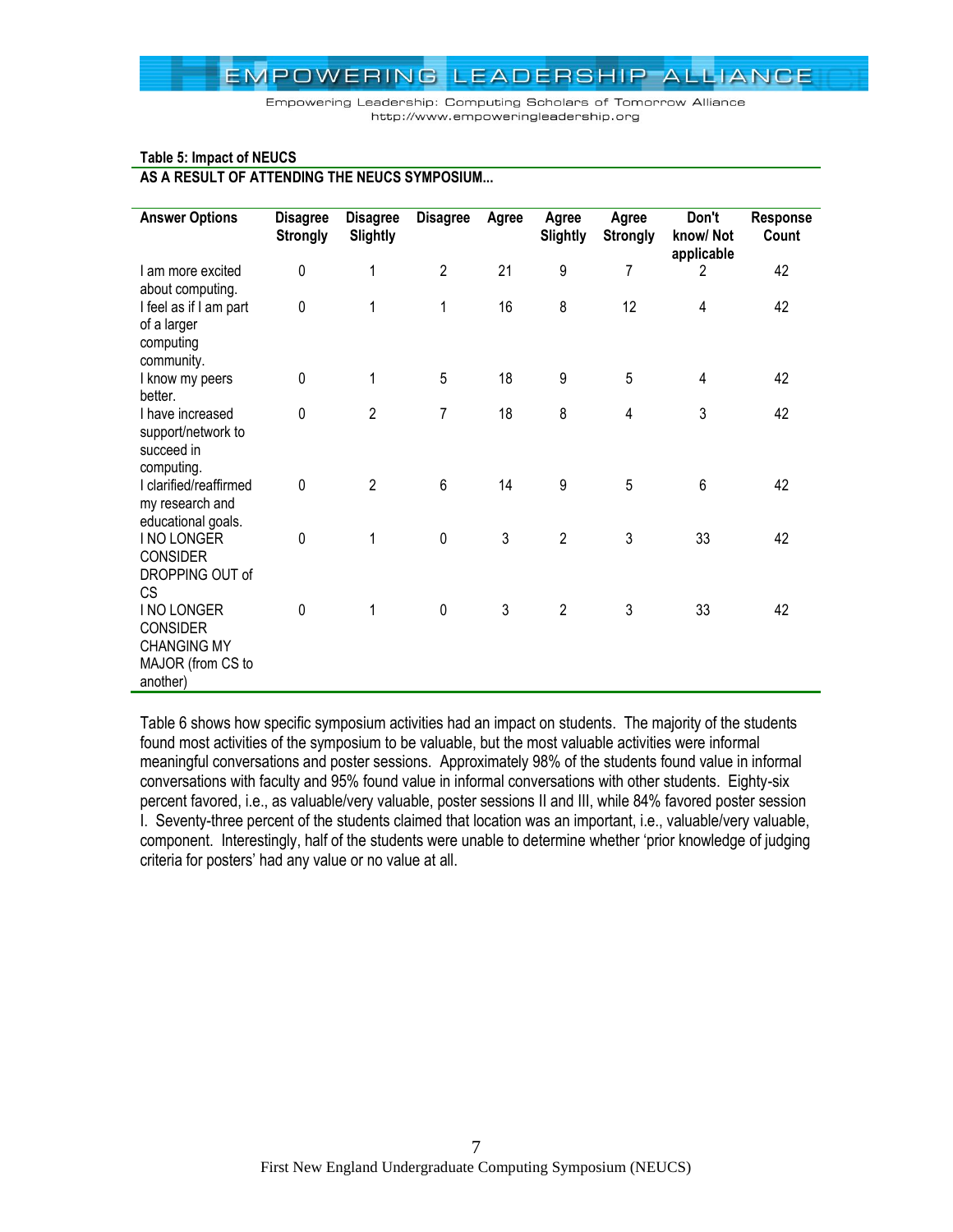**Table 5: Impact of NEUCS**

**AS A RESULT OF ATTENDING THE NEUCS SYMPOSIUM...**

| Answer Options | Disagree Strongly | Disagree Slightly | Disagree | Agree | Agree Slightly | Agree Strongly | Don't know/ Not applicable | Response Count |
|---|---|---|---|---|---|---|---|---|
| I am more excited about computing. | 0 | 1 | 2 | 21 | 9 | 7 | 2 | 42 |
| I feel as if I am part of a larger computing community. | 0 | 1 | 1 | 16 | 8 | 12 | 4 | 42 |
| I know my peers better. | 0 | 1 | 5 | 18 | 9 | 5 | 4 | 42 |
| I have increased support/network to succeed in computing. | 0 | 2 | 7 | 18 | 8 | 4 | 3 | 42 |
| I clarified/reaffirmed my research and educational goals. | 0 | 2 | 6 | 14 | 9 | 5 | 6 | 42 |
| I NO LONGER CONSIDER DROPPING OUT of CS | 0 | 1 | 0 | 3 | 2 | 3 | 33 | 42 |
| I NO LONGER CONSIDER CHANGING MY MAJOR (from CS to another) | 0 | 1 | 0 | 3 | 2 | 3 | 33 | 42 |

Table 6 shows how specific symposium activities had an impact on students. The majority of the students found most activities of the symposium to be valuable, but the most valuable activities were informal meaningful conversations and poster sessions. Approximately 98% of the students found value in informal conversations with faculty and 95% found value in informal conversations with other students. Eighty-six percent favored, i.e., as valuable/very valuable, poster sessions II and III, while 84% favored poster session I. Seventy-three percent of the students claimed that location was an important, i.e., valuable/very valuable, component. Interestingly, half of the students were unable to determine whether 'prior knowledge of judging criteria for posters' had any value or no value at all.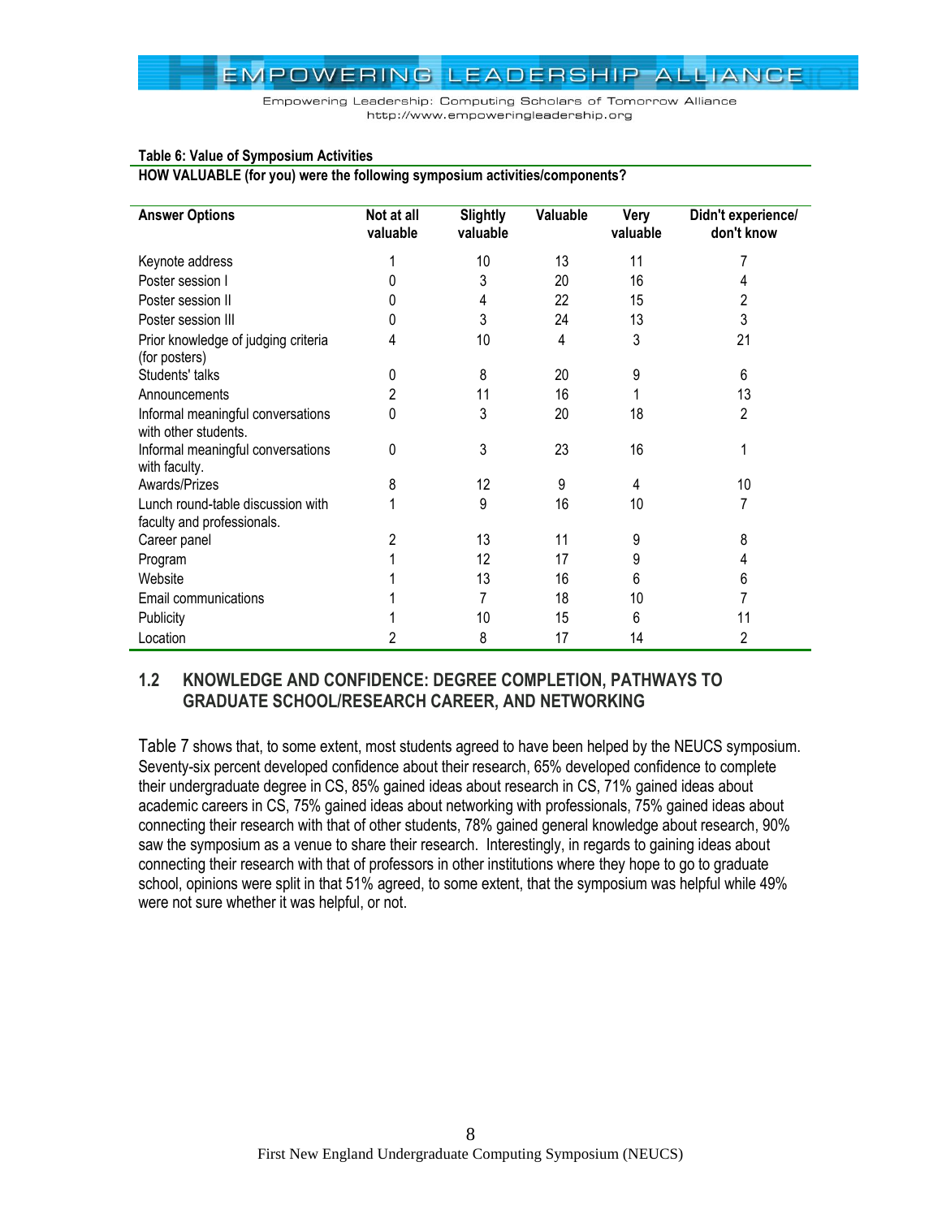**Table 6: Value of Symposium Activities**

**HOW VALUABLE (for you) were the following symposium activities/components?**

| Answer Options | Not at all valuable | Slightly valuable | Valuable | Very valuable | Didn't experience/ don't know |
|---|---|---|---|---|---|
| Keynote address | 1 | 10 | 13 | 11 | 7 |
| Poster session I | 0 | 3 | 20 | 16 | 4 |
| Poster session II | 0 | 4 | 22 | 15 | 2 |
| Poster session III | 0 | 3 | 24 | 13 | 3 |
| Prior knowledge of judging criteria (for posters) | 4 | 10 | 4 | 3 | 21 |
| Students' talks | 0 | 8 | 20 | 9 | 6 |
| Announcements | 2 | 11 | 16 | 1 | 13 |
| Informal meaningful conversations with other students. | 0 | 3 | 20 | 18 | 2 |
| Informal meaningful conversations with faculty. | 0 | 3 | 23 | 16 | 1 |
| Awards/Prizes | 8 | 12 | 9 | 4 | 10 |
| Lunch round-table discussion with faculty and professionals. | 1 | 9 | 16 | 10 | 7 |
| Career panel | 2 | 13 | 11 | 9 | 8 |
| Program | 1 | 12 | 17 | 9 | 4 |
| Website | 1 | 13 | 16 | 6 | 6 |
| Email communications | 1 | 7 | 18 | 10 | 7 |
| Publicity | 1 | 10 | 15 | 6 | 11 |
| Location | 2 | 8 | 17 | 14 | 2 |

## 1.2 KNOWLEDGE AND CONFIDENCE: DEGREE COMPLETION, PATHWAYS TO GRADUATE SCHOOL/RESEARCH CAREER, AND NETWORKING

Table 7 shows that, to some extent, most students agreed to have been helped by the NEUCS symposium. Seventy-six percent developed confidence about their research, 65% developed confidence to complete their undergraduate degree in CS, 85% gained ideas about research in CS, 71% gained ideas about academic careers in CS, 75% gained ideas about networking with professionals, 75% gained ideas about connecting their research with that of other students, 78% gained general knowledge about research, 90% saw the symposium as a venue to share their research. Interestingly, in regards to gaining ideas about connecting their research with that of professors in other institutions where they hope to go to graduate school, opinions were split in that 51% agreed, to some extent, that the symposium was helpful while 49% were not sure whether it was helpful, or not.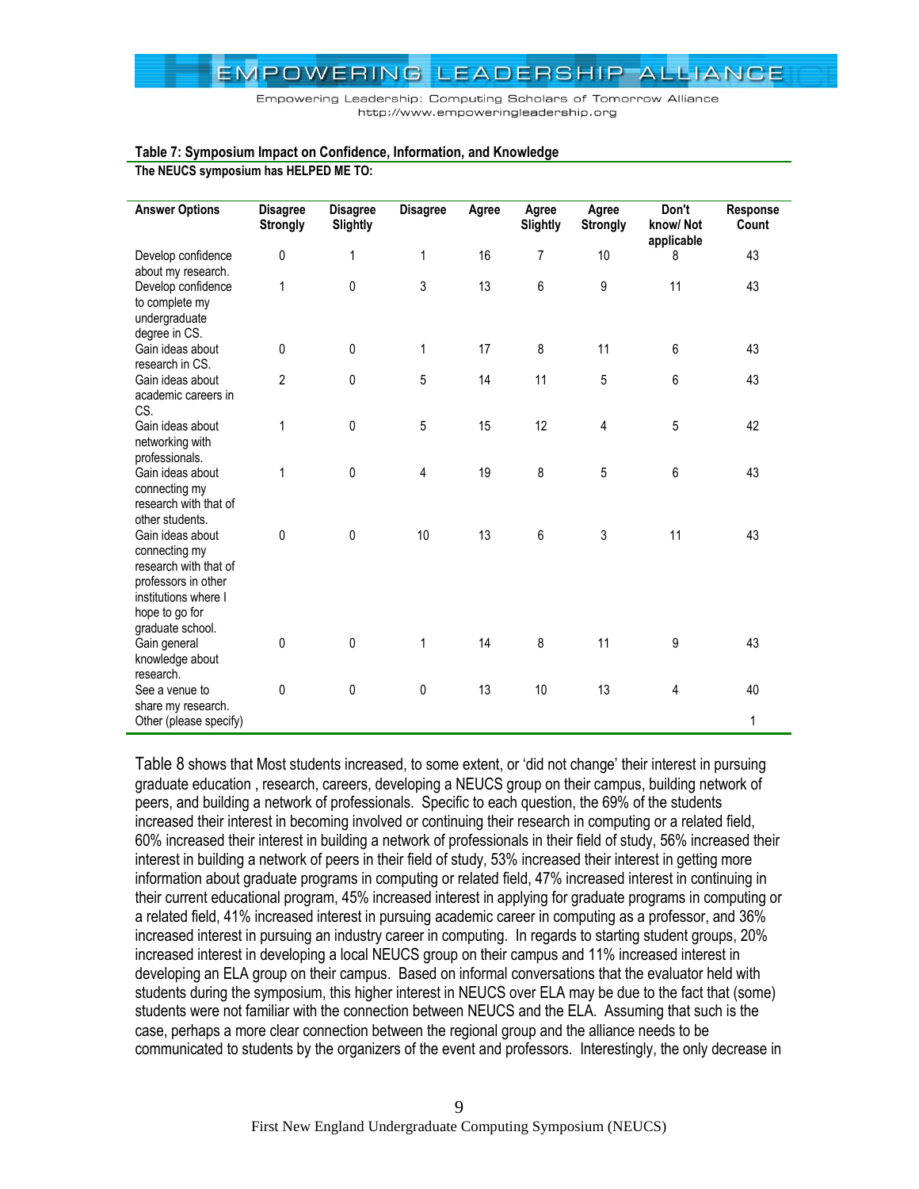**Table 7: Symposium Impact on Confidence, Information, and Knowledge**

**The NEUCS symposium has HELPED ME TO:**

| Answer Options | Disagree Strongly | Disagree Slightly | Disagree | Agree | Agree Slightly | Agree Strongly | Don't know/ Not applicable | Response Count |
|---|---|---|---|---|---|---|---|---|
| Develop confidence about my research. | 0 | 1 | 1 | 16 | 7 | 10 | 8 | 43 |
| Develop confidence to complete my undergraduate degree in CS. | 1 | 0 | 3 | 13 | 6 | 9 | 11 | 43 |
| Gain ideas about research in CS. | 0 | 0 | 1 | 17 | 8 | 11 | 6 | 43 |
| Gain ideas about academic careers in CS. | 2 | 0 | 5 | 14 | 11 | 5 | 6 | 43 |
| Gain ideas about networking with professionals. | 1 | 0 | 5 | 15 | 12 | 4 | 5 | 42 |
| Gain ideas about connecting my research with that of other students. | 1 | 0 | 4 | 19 | 8 | 5 | 6 | 43 |
| Gain ideas about connecting my research with that of professors in other institutions where I hope to go for graduate school. | 0 | 0 | 10 | 13 | 6 | 3 | 11 | 43 |
| Gain general knowledge about research. | 0 | 0 | 1 | 14 | 8 | 11 | 9 | 43 |
| See a venue to share my research. | 0 | 0 | 0 | 13 | 10 | 13 | 4 | 40 |
| Other (please specify) | | | | | | | | 1 |

Table 8 shows that Most students increased, to some extent, or 'did not change' their interest in pursuing graduate education , research, careers, developing a NEUCS group on their campus, building network of peers, and building a network of professionals. Specific to each question, the 69% of the students increased their interest in becoming involved or continuing their research in computing or a related field, 60% increased their interest in building a network of professionals in their field of study, 56% increased their interest in building a network of peers in their field of study, 53% increased their interest in getting more information about graduate programs in computing or related field, 47% increased interest in continuing in their current educational program, 45% increased interest in applying for graduate programs in computing or a related field, 41% increased interest in pursuing academic career in computing as a professor, and 36% increased interest in pursuing an industry career in computing. In regards to starting student groups, 20% increased interest in developing a local NEUCS group on their campus and 11% increased interest in developing an ELA group on their campus. Based on informal conversations that the evaluator held with students during the symposium, this higher interest in NEUCS over ELA may be due to the fact that (some) students were not familiar with the connection between NEUCS and the ELA. Assuming that such is the case, perhaps a more clear connection between the regional group and the alliance needs to be communicated to students by the organizers of the event and professors. Interestingly, the only decrease in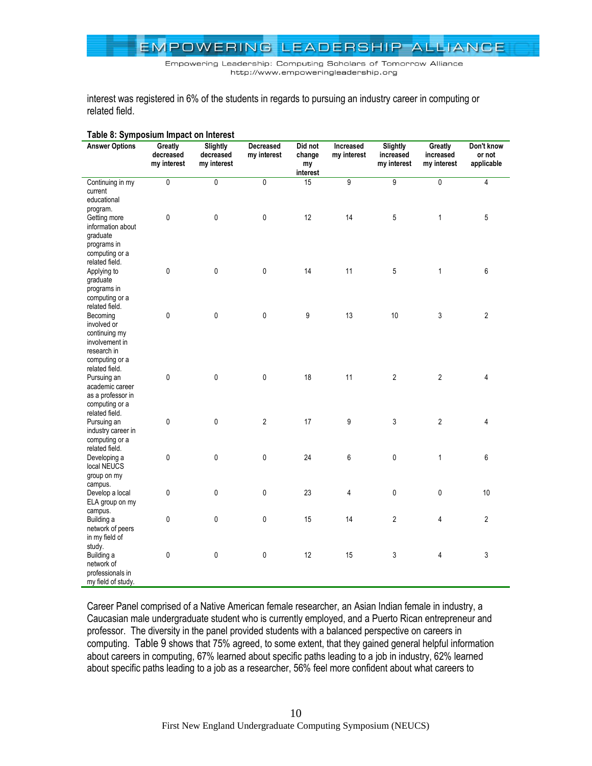interest was registered in 6% of the students in regards to pursuing an industry career in computing or related field.

**Table 8: Symposium Impact on Interest**

| Answer Options | Greatly decreased my interest | Slightly decreased my interest | Decreased my interest | Did not change my interest | Increased my interest | Slightly increased my interest | Greatly increased my interest | Don't know or not applicable |
|---|---|---|---|---|---|---|---|---|
| Continuing in my current educational program. | 0 | 0 | 0 | 15 | 9 | 9 | 0 | 4 |
| Getting more information about graduate programs in computing or a related field. | 0 | 0 | 0 | 12 | 14 | 5 | 1 | 5 |
| Applying to graduate programs in computing or a related field. | 0 | 0 | 0 | 14 | 11 | 5 | 1 | 6 |
| Becoming involved or continuing my involvement in research in computing or a related field. | 0 | 0 | 0 | 9 | 13 | 10 | 3 | 2 |
| Pursuing an academic career as a professor in computing or a related field. | 0 | 0 | 0 | 18 | 11 | 2 | 2 | 4 |
| Pursuing an industry career in computing or a related field. | 0 | 0 | 2 | 17 | 9 | 3 | 2 | 4 |
| Developing a local NEUCS group on my campus. | 0 | 0 | 0 | 24 | 6 | 0 | 1 | 6 |
| Develop a local ELA group on my campus. | 0 | 0 | 0 | 23 | 4 | 0 | 0 | 10 |
| Building a network of peers in my field of study. | 0 | 0 | 0 | 15 | 14 | 2 | 4 | 2 |
| Building a network of professionals in my field of study. | 0 | 0 | 0 | 12 | 15 | 3 | 4 | 3 |

Career Panel comprised of a Native American female researcher, an Asian Indian female in industry, a Caucasian male undergraduate student who is currently employed, and a Puerto Rican entrepreneur and professor. The diversity in the panel provided students with a balanced perspective on careers in computing. Table 9 shows that 75% agreed, to some extent, that they gained general helpful information about careers in computing, 67% learned about specific paths leading to a job in industry, 62% learned about specific paths leading to a job as a researcher, 56% feel more confident about what careers to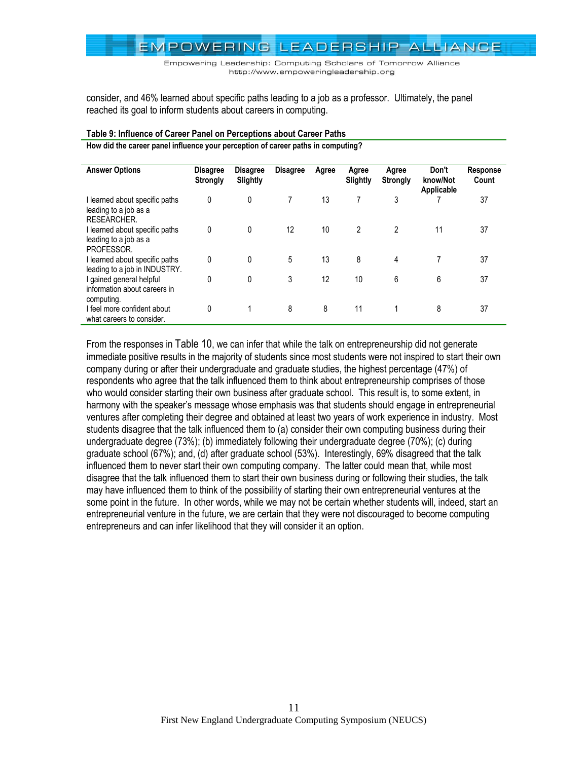consider, and 46% learned about specific paths leading to a job as a professor. Ultimately, the panel reached its goal to inform students about careers in computing.

**Table 9: Influence of Career Panel on Perceptions about Career Paths**

**How did the career panel influence your perception of career paths in computing?**

| Answer Options | Disagree Strongly | Disagree Slightly | Disagree | Agree | Agree Slightly | Agree Strongly | Don't know/Not Applicable | Response Count |
|---|---|---|---|---|---|---|---|---|
| I learned about specific paths leading to a job as a RESEARCHER. | 0 | 0 | 7 | 13 | 7 | 3 | 7 | 37 |
| I learned about specific paths leading to a job as a PROFESSOR. | 0 | 0 | 12 | 10 | 2 | 2 | 11 | 37 |
| I learned about specific paths leading to a job in INDUSTRY. | 0 | 0 | 5 | 13 | 8 | 4 | 7 | 37 |
| I gained general helpful information about careers in computing. | 0 | 0 | 3 | 12 | 10 | 6 | 6 | 37 |
| I feel more confident about what careers to consider. | 0 | 1 | 8 | 8 | 11 | 1 | 8 | 37 |

From the responses in Table 10, we can infer that while the talk on entrepreneurship did not generate immediate positive results in the majority of students since most students were not inspired to start their own company during or after their undergraduate and graduate studies, the highest percentage (47%) of respondents who agree that the talk influenced them to think about entrepreneurship comprises of those who would consider starting their own business after graduate school. This result is, to some extent, in harmony with the speaker's message whose emphasis was that students should engage in entrepreneurial ventures after completing their degree and obtained at least two years of work experience in industry. Most students disagree that the talk influenced them to (a) consider their own computing business during their undergraduate degree (73%); (b) immediately following their undergraduate degree (70%); (c) during graduate school (67%); and, (d) after graduate school (53%). Interestingly, 69% disagreed that the talk influenced them to never start their own computing company. The latter could mean that, while most disagree that the talk influenced them to start their own business during or following their studies, the talk may have influenced them to think of the possibility of starting their own entrepreneurial ventures at the some point in the future. In other words, while we may not be certain whether students will, indeed, start an entrepreneurial venture in the future, we are certain that they were not discouraged to become computing entrepreneurs and can infer likelihood that they will consider it an option.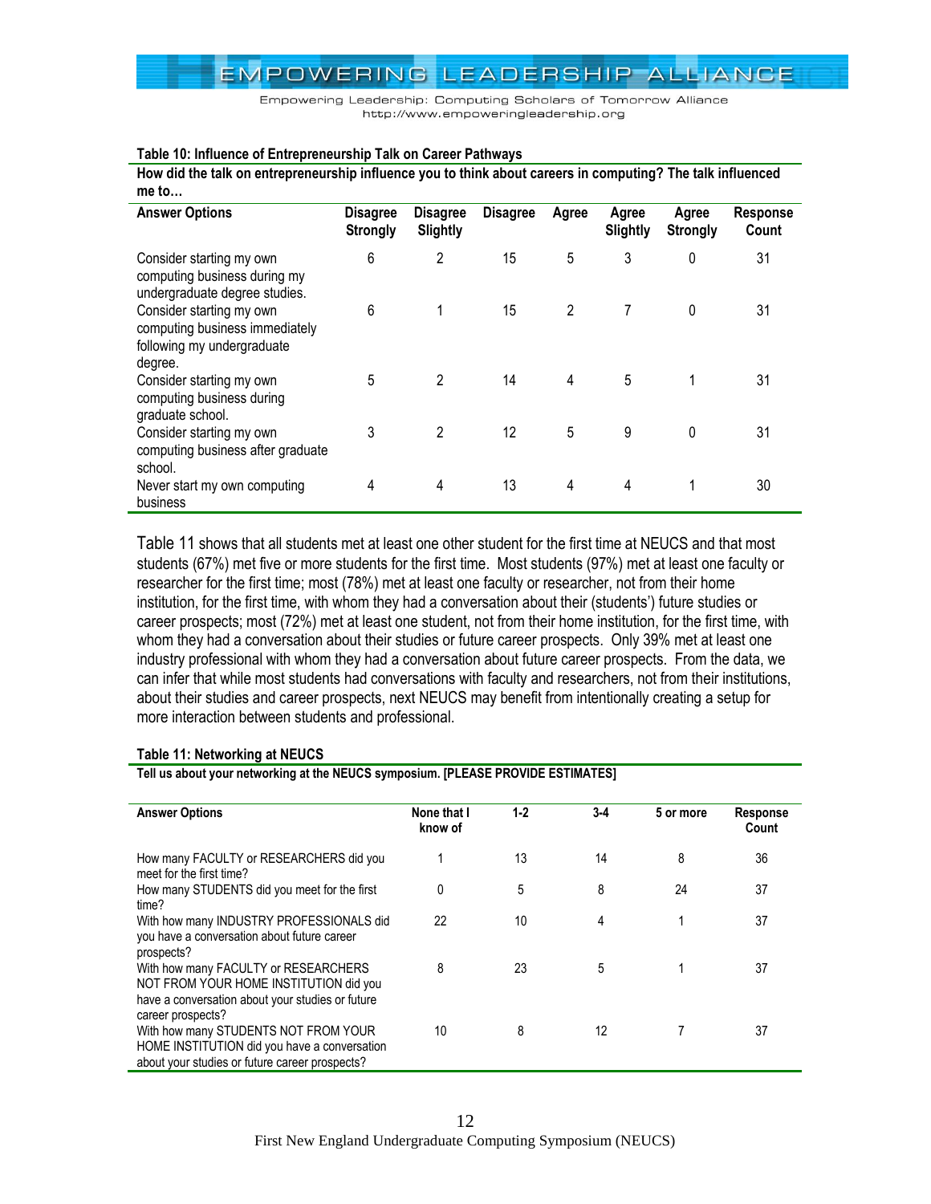**Table 10: Influence of Entrepreneurship Talk on Career Pathways**

**How did the talk on entrepreneurship influence you to think about careers in computing? The talk influenced me to…**

| Answer Options | Disagree Strongly | Disagree Slightly | Disagree | Agree | Agree Slightly | Agree Strongly | Response Count |
|---|---|---|---|---|---|---|---|
| Consider starting my own computing business during my undergraduate degree studies. | 6 | 2 | 15 | 5 | 3 | 0 | 31 |
| Consider starting my own computing business immediately following my undergraduate degree. | 6 | 1 | 15 | 2 | 7 | 0 | 31 |
| Consider starting my own computing business during graduate school. | 5 | 2 | 14 | 4 | 5 | 1 | 31 |
| Consider starting my own computing business after graduate school. | 3 | 2 | 12 | 5 | 9 | 0 | 31 |
| Never start my own computing business | 4 | 4 | 13 | 4 | 4 | 1 | 30 |

Table 11 shows that all students met at least one other student for the first time at NEUCS and that most students (67%) met five or more students for the first time. Most students (97%) met at least one faculty or researcher for the first time; most (78%) met at least one faculty or researcher, not from their home institution, for the first time, with whom they had a conversation about their (students') future studies or career prospects; most (72%) met at least one student, not from their home institution, for the first time, with whom they had a conversation about their studies or future career prospects. Only 39% met at least one industry professional with whom they had a conversation about future career prospects. From the data, we can infer that while most students had conversations with faculty and researchers, not from their institutions, about their studies and career prospects, next NEUCS may benefit from intentionally creating a setup for more interaction between students and professional.

**Table 11: Networking at NEUCS**

**Tell us about your networking at the NEUCS symposium. [PLEASE PROVIDE ESTIMATES]**

| Answer Options | None that I know of | 1-2 | 3-4 | 5 or more | Response Count |
|---|---|---|---|---|---|
| How many FACULTY or RESEARCHERS did you meet for the first time? | 1 | 13 | 14 | 8 | 36 |
| How many STUDENTS did you meet for the first time? | 0 | 5 | 8 | 24 | 37 |
| With how many INDUSTRY PROFESSIONALS did you have a conversation about future career prospects? | 22 | 10 | 4 | 1 | 37 |
| With how many FACULTY or RESEARCHERS NOT FROM YOUR HOME INSTITUTION did you have a conversation about your studies or future career prospects? | 8 | 23 | 5 | 1 | 37 |
| With how many STUDENTS NOT FROM YOUR HOME INSTITUTION did you have a conversation about your studies or future career prospects? | 10 | 8 | 12 | 7 | 37 |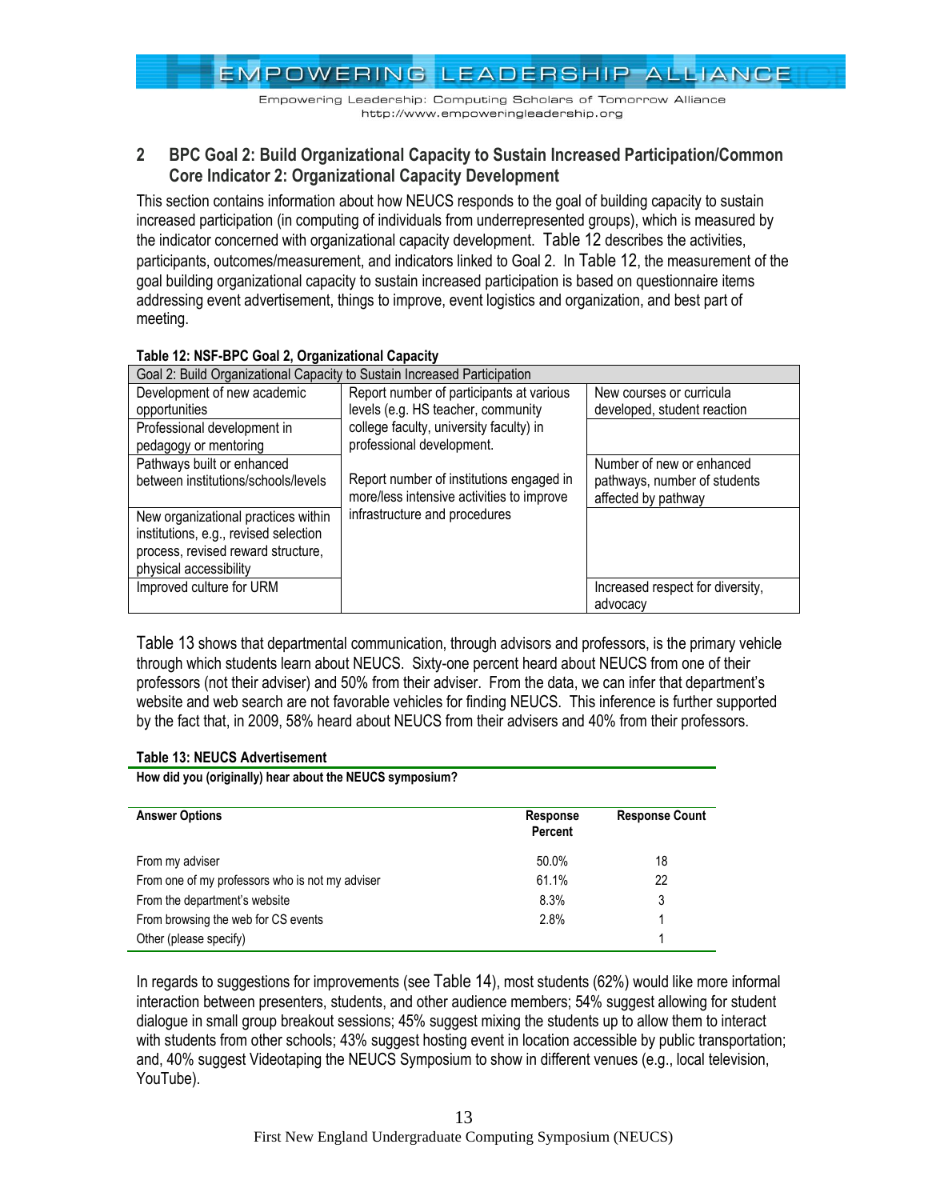## 2 BPC Goal 2: Build Organizational Capacity to Sustain Increased Participation/Common Core Indicator 2: Organizational Capacity Development

This section contains information about how NEUCS responds to the goal of building capacity to sustain increased participation (in computing of individuals from underrepresented groups), which is measured by the indicator concerned with organizational capacity development. Table 12 describes the activities, participants, outcomes/measurement, and indicators linked to Goal 2. In Table 12, the measurement of the goal building organizational capacity to sustain increased participation is based on questionnaire items addressing event advertisement, things to improve, event logistics and organization, and best part of meeting.

**Table 12: NSF-BPC Goal 2, Organizational Capacity**

| Goal 2: Build Organizational Capacity to Sustain Increased Participation | | |
|---|---|---|
| Development of new academic opportunities | Report number of participants at various levels (e.g. HS teacher, community college faculty, university faculty) in professional development. | New courses or curricula developed, student reaction |
| Professional development in pedagogy or mentoring | | |
| Pathways built or enhanced between institutions/schools/levels | Report number of institutions engaged in more/less intensive activities to improve infrastructure and procedures | Number of new or enhanced pathways, number of students affected by pathway |
| New organizational practices within institutions, e.g., revised selection process, revised reward structure, physical accessibility | | |
| Improved culture for URM | | Increased respect for diversity, advocacy |

Table 13 shows that departmental communication, through advisors and professors, is the primary vehicle through which students learn about NEUCS. Sixty-one percent heard about NEUCS from one of their professors (not their adviser) and 50% from their adviser. From the data, we can infer that department's website and web search are not favorable vehicles for finding NEUCS. This inference is further supported by the fact that, in 2009, 58% heard about NEUCS from their advisers and 40% from their professors.

**Table 13: NEUCS Advertisement**

**How did you (originally) hear about the NEUCS symposium?**

| Answer Options | Response Percent | Response Count |
|---|---|---|
| From my adviser | 50.0% | 18 |
| From one of my professors who is not my adviser | 61.1% | 22 |
| From the department's website | 8.3% | 3 |
| From browsing the web for CS events | 2.8% | 1 |
| Other (please specify) | | 1 |

In regards to suggestions for improvements (see Table 14), most students (62%) would like more informal interaction between presenters, students, and other audience members; 54% suggest allowing for student dialogue in small group breakout sessions; 45% suggest mixing the students up to allow them to interact with students from other schools; 43% suggest hosting event in location accessible by public transportation; and, 40% suggest Videotaping the NEUCS Symposium to show in different venues (e.g., local television, YouTube).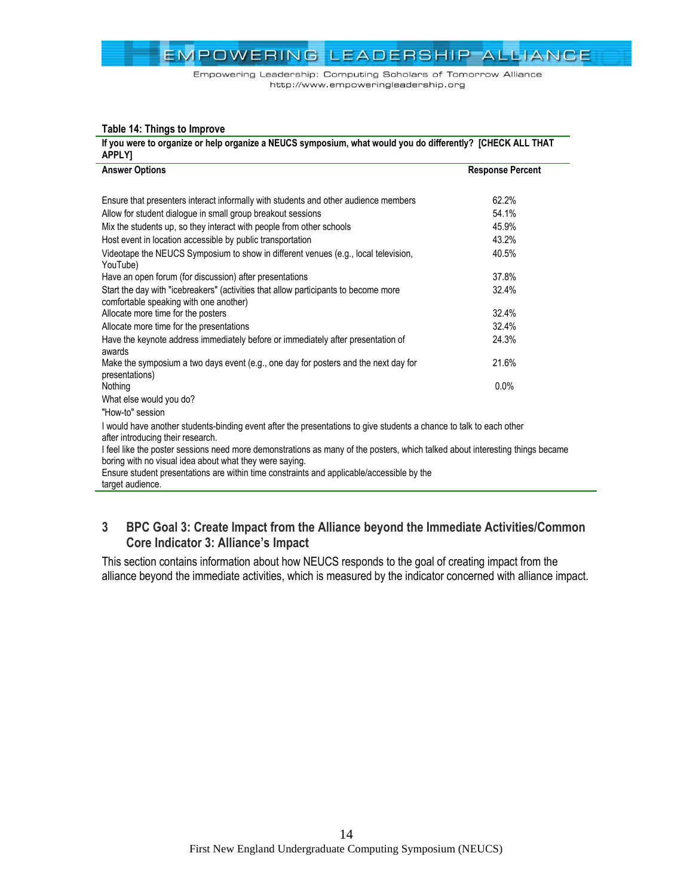**Table 14: Things to Improve**

| If you were to organize or help organize a NEUCS symposium, what would you do differently? [CHECK ALL THAT APPLY] | |
|---|---|
| **Answer Options** | **Response Percent** |
| Ensure that presenters interact informally with students and other audience members | 62.2% |
| Allow for student dialogue in small group breakout sessions | 54.1% |
| Mix the students up, so they interact with people from other schools | 45.9% |
| Host event in location accessible by public transportation | 43.2% |
| Videotape the NEUCS Symposium to show in different venues (e.g., local television, YouTube) | 40.5% |
| Have an open forum (for discussion) after presentations | 37.8% |
| Start the day with "icebreakers" (activities that allow participants to become more comfortable speaking with one another) | 32.4% |
| Allocate more time for the posters | 32.4% |
| Allocate more time for the presentations | 32.4% |
| Have the keynote address immediately before or immediately after presentation of awards | 24.3% |
| Make the symposium a two days event (e.g., one day for posters and the next day for presentations) | 21.6% |
| Nothing | 0.0% |
| What else would you do? | |
| "How-to" session | |
| I would have another students-binding event after the presentations to give students a chance to talk to each other after introducing their research. | |
| I feel like the poster sessions need more demonstrations as many of the posters, which talked about interesting things became boring with no visual idea about what they were saying. | |
| Ensure student presentations are within time constraints and applicable/accessible by the target audience. | |

## 3 BPC Goal 3: Create Impact from the Alliance beyond the Immediate Activities/Common Core Indicator 3: Alliance's Impact

This section contains information about how NEUCS responds to the goal of creating impact from the alliance beyond the immediate activities, which is measured by the indicator concerned with alliance impact.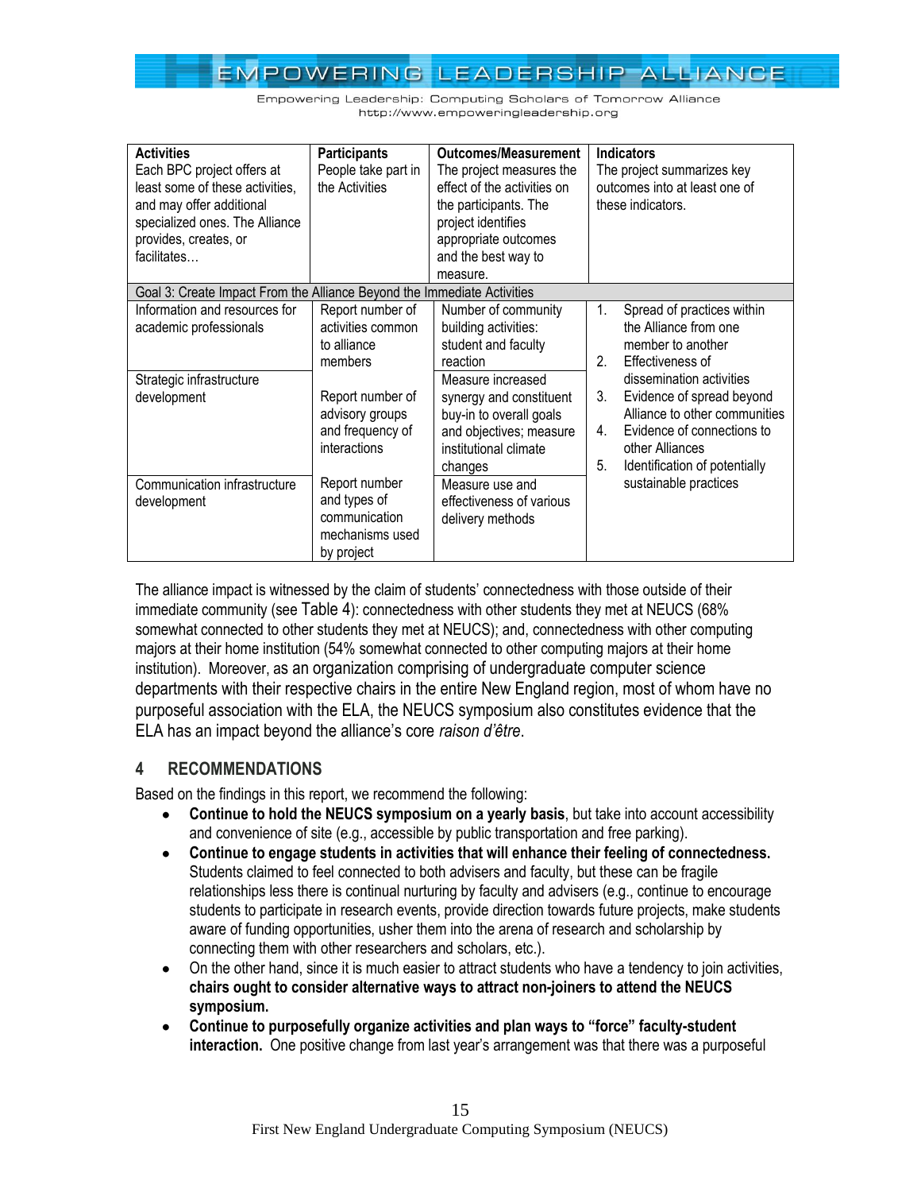| Activities<br>Each BPC project offers at least some of these activities, and may offer additional specialized ones. The Alliance provides, creates, or facilitates… | Participants<br>People take part in the Activities | Outcomes/Measurement<br>The project measures the effect of the activities on the participants. The project identifies appropriate outcomes and the best way to measure. | Indicators<br>The project summarizes key outcomes into at least one of these indicators. |
|---|---|---|---|
| Goal 3: Create Impact From the Alliance Beyond the Immediate Activities | | | |
| Information and resources for academic professionals | Report number of activities common to alliance members | Number of community building activities: student and faculty reaction | 1. Spread of practices within the Alliance from one member to another<br>2. Effectiveness of dissemination activities<br>3. Evidence of spread beyond Alliance to other communities<br>4. Evidence of connections to other Alliances<br>5. Identification of potentially sustainable practices |
| Strategic infrastructure development | Report number of advisory groups and frequency of interactions | Measure increased synergy and constituent buy-in to overall goals and objectives; measure institutional climate changes | |
| Communication infrastructure development | Report number and types of communication mechanisms used by project | Measure use and effectiveness of various delivery methods | |

The alliance impact is witnessed by the claim of students' connectedness with those outside of their immediate community (see Table 4): connectedness with other students they met at NEUCS (68% somewhat connected to other students they met at NEUCS); and, connectedness with other computing majors at their home institution (54% somewhat connected to other computing majors at their home institution). Moreover, as an organization comprising of undergraduate computer science departments with their respective chairs in the entire New England region, most of whom have no purposeful association with the ELA, the NEUCS symposium also constitutes evidence that the ELA has an impact beyond the alliance's core *raison d'être*.

## 4 RECOMMENDATIONS

Based on the findings in this report, we recommend the following:

- **Continue to hold the NEUCS symposium on a yearly basis**, but take into account accessibility and convenience of site (e.g., accessible by public transportation and free parking).
- **Continue to engage students in activities that will enhance their feeling of connectedness.** Students claimed to feel connected to both advisers and faculty, but these can be fragile relationships less there is continual nurturing by faculty and advisers (e.g., continue to encourage students to participate in research events, provide direction towards future projects, make students aware of funding opportunities, usher them into the arena of research and scholarship by connecting them with other researchers and scholars, etc.).
- On the other hand, since it is much easier to attract students who have a tendency to join activities, **chairs ought to consider alternative ways to attract non-joiners to attend the NEUCS symposium.**
- **Continue to purposefully organize activities and plan ways to "force" faculty-student interaction.** One positive change from last year's arrangement was that there was a purposeful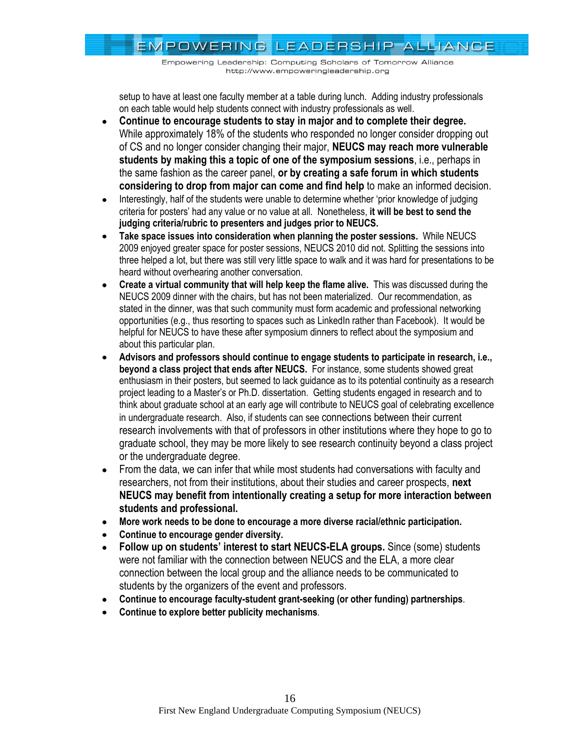setup to have at least one faculty member at a table during lunch. Adding industry professionals on each table would help students connect with industry professionals as well.

- **Continue to encourage students to stay in major and to complete their degree.** While approximately 18% of the students who responded no longer consider dropping out of CS and no longer consider changing their major, **NEUCS may reach more vulnerable students by making this a topic of one of the symposium sessions**, i.e., perhaps in the same fashion as the career panel, **or by creating a safe forum in which students considering to drop from major can come and find help** to make an informed decision.
- Interestingly, half of the students were unable to determine whether 'prior knowledge of judging criteria for posters' had any value or no value at all. Nonetheless, **it will be best to send the judging criteria/rubric to presenters and judges prior to NEUCS.**
- **Take space issues into consideration when planning the poster sessions.** While NEUCS 2009 enjoyed greater space for poster sessions, NEUCS 2010 did not. Splitting the sessions into three helped a lot, but there was still very little space to walk and it was hard for presentations to be heard without overhearing another conversation.
- **Create a virtual community that will help keep the flame alive.** This was discussed during the NEUCS 2009 dinner with the chairs, but has not been materialized. Our recommendation, as stated in the dinner, was that such community must form academic and professional networking opportunities (e.g., thus resorting to spaces such as LinkedIn rather than Facebook). It would be helpful for NEUCS to have these after symposium dinners to reflect about the symposium and about this particular plan.
- **Advisors and professors should continue to engage students to participate in research, i.e., beyond a class project that ends after NEUCS.** For instance, some students showed great enthusiasm in their posters, but seemed to lack guidance as to its potential continuity as a research project leading to a Master's or Ph.D. dissertation. Getting students engaged in research and to think about graduate school at an early age will contribute to NEUCS goal of celebrating excellence in undergraduate research. Also, if students can see connections between their current research involvements with that of professors in other institutions where they hope to go to graduate school, they may be more likely to see research continuity beyond a class project or the undergraduate degree.
- From the data, we can infer that while most students had conversations with faculty and researchers, not from their institutions, about their studies and career prospects, **next NEUCS may benefit from intentionally creating a setup for more interaction between students and professional.**
- **More work needs to be done to encourage a more diverse racial/ethnic participation.**
- **Continue to encourage gender diversity.**
- **Follow up on students' interest to start NEUCS-ELA groups.** Since (some) students were not familiar with the connection between NEUCS and the ELA, a more clear connection between the local group and the alliance needs to be communicated to students by the organizers of the event and professors.
- **Continue to encourage faculty-student grant-seeking (or other funding) partnerships**.
- **Continue to explore better publicity mechanisms**.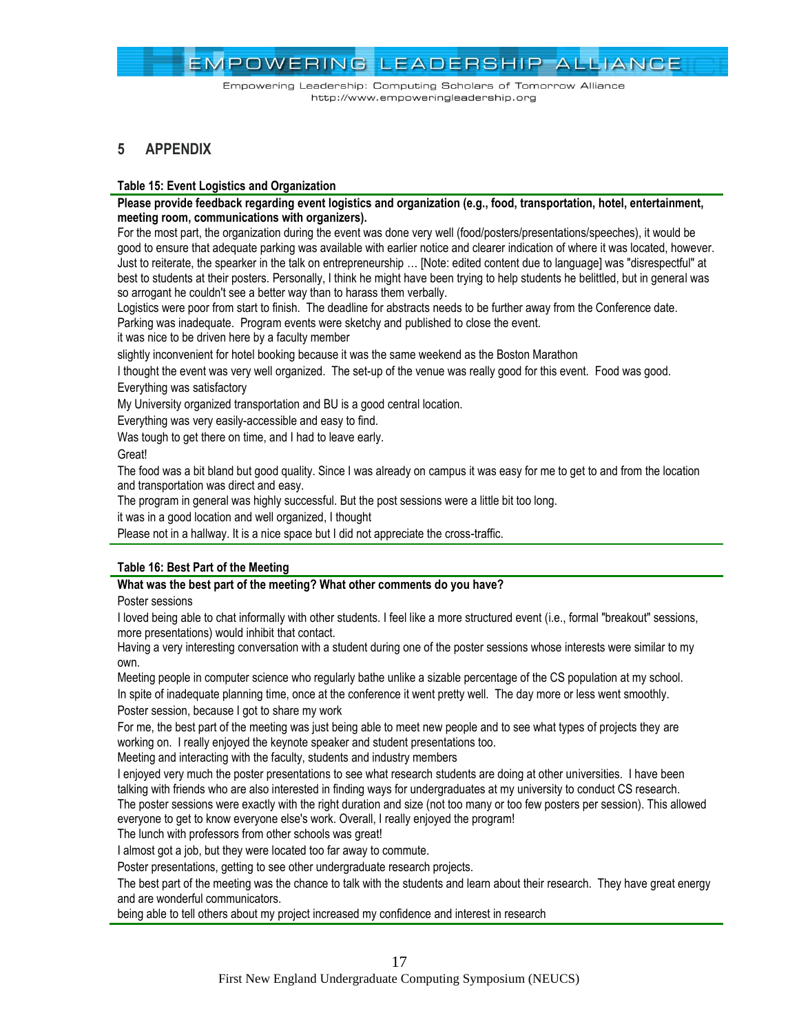## 5 APPENDIX

**Table 15: Event Logistics and Organization**

| **Please provide feedback regarding event logistics and organization (e.g., food, transportation, hotel, entertainment, meeting room, communications with organizers).** |
|---|
| For the most part, the organization during the event was done very well (food/posters/presentations/speeches), it would be good to ensure that adequate parking was available with earlier notice and clearer indication of where it was located, however. Just to reiterate, the spearker in the talk on entrepreneurship … [Note: edited content due to language] was "disrespectful" at best to students at their posters. Personally, I think he might have been trying to help students he belittled, but in general was so arrogant he couldn't see a better way than to harass them verbally. |
| Logistics were poor from start to finish. The deadline for abstracts needs to be further away from the Conference date. Parking was inadequate. Program events were sketchy and published to close the event. |
| it was nice to be driven here by a faculty member |
| slightly inconvenient for hotel booking because it was the same weekend as the Boston Marathon |
| I thought the event was very well organized. The set-up of the venue was really good for this event. Food was good. |
| Everything was satisfactory |
| My University organized transportation and BU is a good central location. |
| Everything was very easily-accessible and easy to find. |
| Was tough to get there on time, and I had to leave early. |
| Great! |
| The food was a bit bland but good quality. Since I was already on campus it was easy for me to get to and from the location and transportation was direct and easy. |
| The program in general was highly successful. But the post sessions were a little bit too long. |
| it was in a good location and well organized, I thought |
| Please not in a hallway. It is a nice space but I did not appreciate the cross-traffic. |

**Table 16: Best Part of the Meeting**

| **What was the best part of the meeting? What other comments do you have?** |
|---|
| Poster sessions |
| I loved being able to chat informally with other students. I feel like a more structured event (i.e., formal "breakout" sessions, more presentations) would inhibit that contact. |
| Having a very interesting conversation with a student during one of the poster sessions whose interests were similar to my own. |
| Meeting people in computer science who regularly bathe unlike a sizable percentage of the CS population at my school. |
| In spite of inadequate planning time, once at the conference it went pretty well. The day more or less went smoothly. |
| Poster session, because I got to share my work |
| For me, the best part of the meeting was just being able to meet new people and to see what types of projects they are working on. I really enjoyed the keynote speaker and student presentations too. |
| Meeting and interacting with the faculty, students and industry members |
| I enjoyed very much the poster presentations to see what research students are doing at other universities. I have been talking with friends who are also interested in finding ways for undergraduates at my university to conduct CS research. |
| The poster sessions were exactly with the right duration and size (not too many or too few posters per session). This allowed everyone to get to know everyone else's work. Overall, I really enjoyed the program! |
| The lunch with professors from other schools was great! |
| I almost got a job, but they were located too far away to commute. |
| Poster presentations, getting to see other undergraduate research projects. |
| The best part of the meeting was the chance to talk with the students and learn about their research. They have great energy and are wonderful communicators. |
| being able to tell others about my project increased my confidence and interest in research |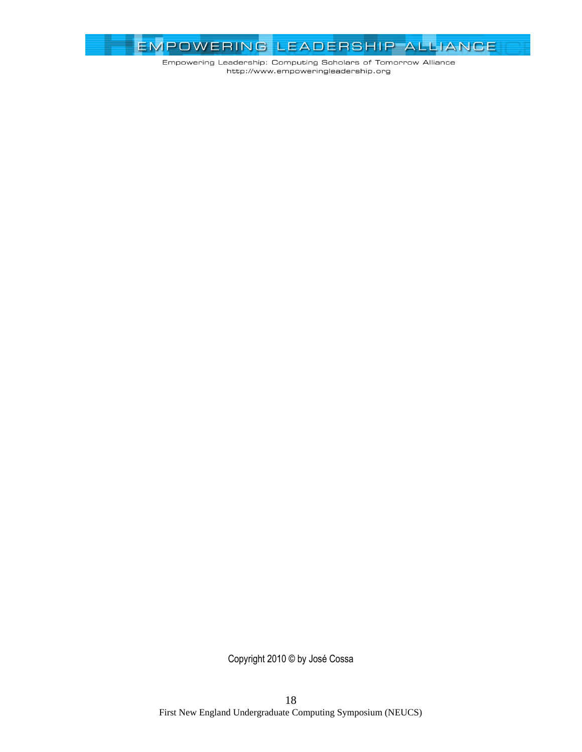Copyright 2010 © by José Cossa